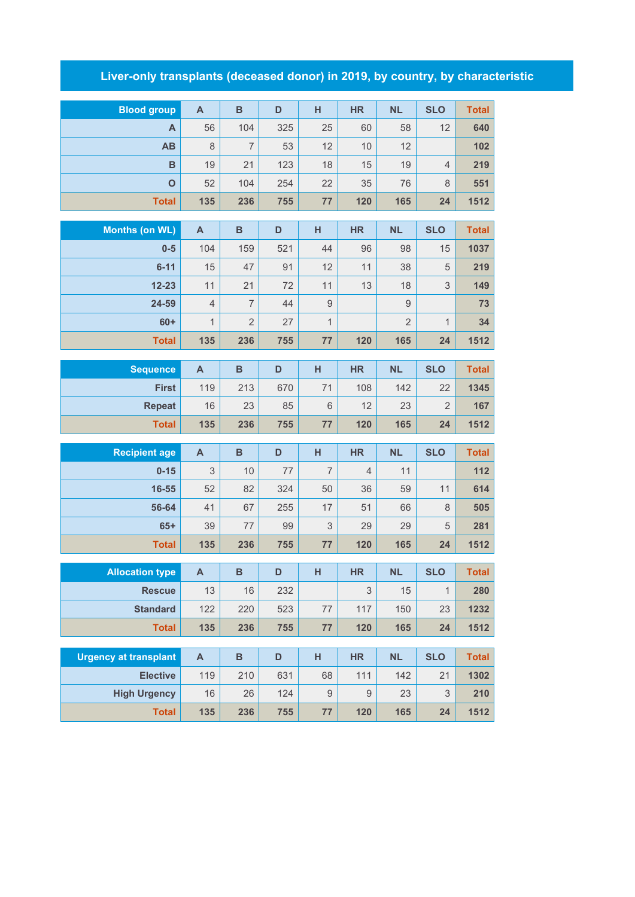# Liver-only transplants (deceased donor) in 2019, by country, by characteristic

| Blood group | A | B | D | H | HR | NL | SLO | Total |
|---|---|---|---|---|---|---|---|---|
| A | 56 | 104 | 325 | 25 | 60 | 58 | 12 | 640 |
| AB | 8 | 7 | 53 | 12 | 10 | 12 | | 102 |
| B | 19 | 21 | 123 | 18 | 15 | 19 | 4 | 219 |
| O | 52 | 104 | 254 | 22 | 35 | 76 | 8 | 551 |
| Total | 135 | 236 | 755 | 77 | 120 | 165 | 24 | 1512 |

| Months (on WL) | A | B | D | H | HR | NL | SLO | Total |
|---|---|---|---|---|---|---|---|---|
| 0-5 | 104 | 159 | 521 | 44 | 96 | 98 | 15 | 1037 |
| 6-11 | 15 | 47 | 91 | 12 | 11 | 38 | 5 | 219 |
| 12-23 | 11 | 21 | 72 | 11 | 13 | 18 | 3 | 149 |
| 24-59 | 4 | 7 | 44 | 9 | | 9 | | 73 |
| 60+ | 1 | 2 | 27 | 1 | | 2 | 1 | 34 |
| Total | 135 | 236 | 755 | 77 | 120 | 165 | 24 | 1512 |

| Sequence | A | B | D | H | HR | NL | SLO | Total |
|---|---|---|---|---|---|---|---|---|
| First | 119 | 213 | 670 | 71 | 108 | 142 | 22 | 1345 |
| Repeat | 16 | 23 | 85 | 6 | 12 | 23 | 2 | 167 |
| Total | 135 | 236 | 755 | 77 | 120 | 165 | 24 | 1512 |

| Recipient age | A | B | D | H | HR | NL | SLO | Total |
|---|---|---|---|---|---|---|---|---|
| 0-15 | 3 | 10 | 77 | 7 | 4 | 11 | | 112 |
| 16-55 | 52 | 82 | 324 | 50 | 36 | 59 | 11 | 614 |
| 56-64 | 41 | 67 | 255 | 17 | 51 | 66 | 8 | 505 |
| 65+ | 39 | 77 | 99 | 3 | 29 | 29 | 5 | 281 |
| Total | 135 | 236 | 755 | 77 | 120 | 165 | 24 | 1512 |

| Allocation type | A | B | D | H | HR | NL | SLO | Total |
|---|---|---|---|---|---|---|---|---|
| Rescue | 13 | 16 | 232 | | 3 | 15 | 1 | 280 |
| Standard | 122 | 220 | 523 | 77 | 117 | 150 | 23 | 1232 |
| Total | 135 | 236 | 755 | 77 | 120 | 165 | 24 | 1512 |

| Urgency at transplant | A | B | D | H | HR | NL | SLO | Total |
|---|---|---|---|---|---|---|---|---|
| Elective | 119 | 210 | 631 | 68 | 111 | 142 | 21 | 1302 |
| High Urgency | 16 | 26 | 124 | 9 | 9 | 23 | 3 | 210 |
| Total | 135 | 236 | 755 | 77 | 120 | 165 | 24 | 1512 |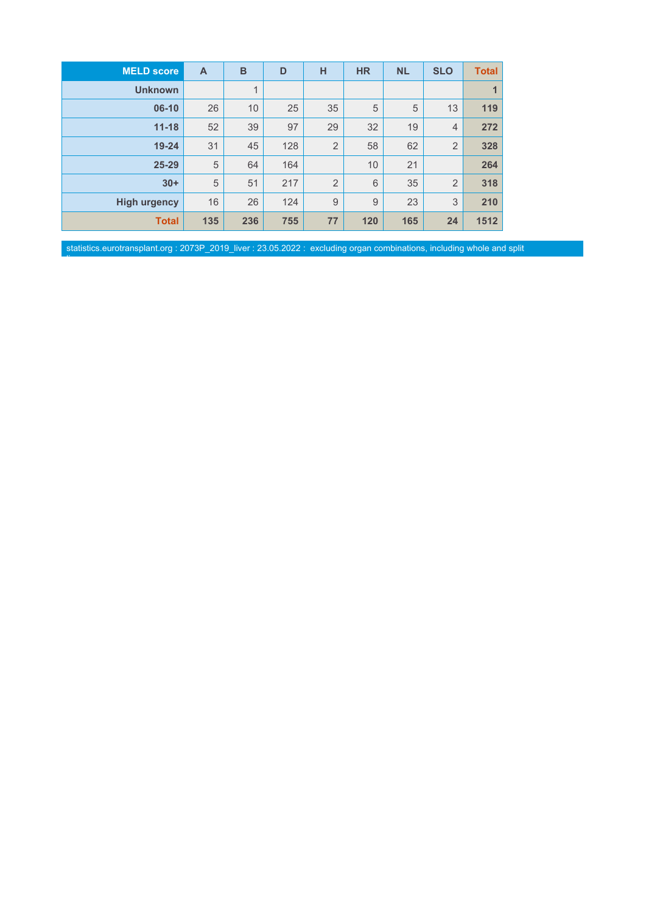| MELD score | A | B | D | H | HR | NL | SLO | Total |
|---|---|---|---|---|---|---|---|---|
| Unknown | | 1 | | | | | | 1 |
| 06-10 | 26 | 10 | 25 | 35 | 5 | 5 | 13 | 119 |
| 11-18 | 52 | 39 | 97 | 29 | 32 | 19 | 4 | 272 |
| 19-24 | 31 | 45 | 128 | 2 | 58 | 62 | 2 | 328 |
| 25-29 | 5 | 64 | 164 | | 10 | 21 | | 264 |
| 30+ | 5 | 51 | 217 | 2 | 6 | 35 | 2 | 318 |
| High urgency | 16 | 26 | 124 | 9 | 9 | 23 | 3 | 210 |
| Total | 135 | 236 | 755 | 77 | 120 | 165 | 24 | 1512 |

statistics.eurotransplant.org : 2073P_2019_liver : 23.05.2022 : excluding organ combinations, including whole and split li...